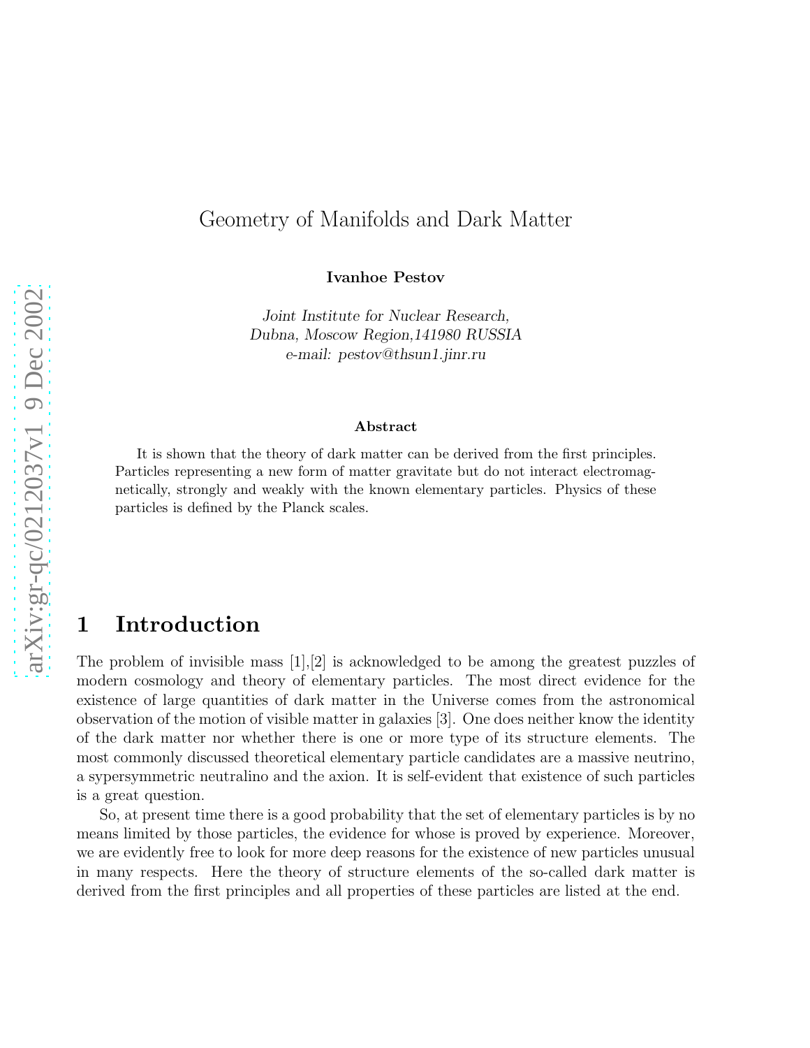# Geometry of Manifolds and Dark Matter

**Ivanhoe Pestov**

*Joint Institute for Nuclear Research,*
*Dubna, Moscow Region,141980 RUSSIA*
*e-mail: pestov@thsun1.jinr.ru*

### Abstract

It is shown that the theory of dark matter can be derived from the first principles. Particles representing a new form of matter gravitate but do not interact electromagnetically, strongly and weakly with the known elementary particles. Physics of these particles is defined by the Planck scales.

## 1 Introduction

The problem of invisible mass [1],[2] is acknowledged to be among the greatest puzzles of modern cosmology and theory of elementary particles. The most direct evidence for the existence of large quantities of dark matter in the Universe comes from the astronomical observation of the motion of visible matter in galaxies [3]. One does neither know the identity of the dark matter nor whether there is one or more type of its structure elements. The most commonly discussed theoretical elementary particle candidates are a massive neutrino, a sypersymmetric neutralino and the axion. It is self-evident that existence of such particles is a great question.

So, at present time there is a good probability that the set of elementary particles is by no means limited by those particles, the evidence for whose is proved by experience. Moreover, we are evidently free to look for more deep reasons for the existence of new particles unusual in many respects. Here the theory of structure elements of the so-called dark matter is derived from the first principles and all properties of these particles are listed at the end.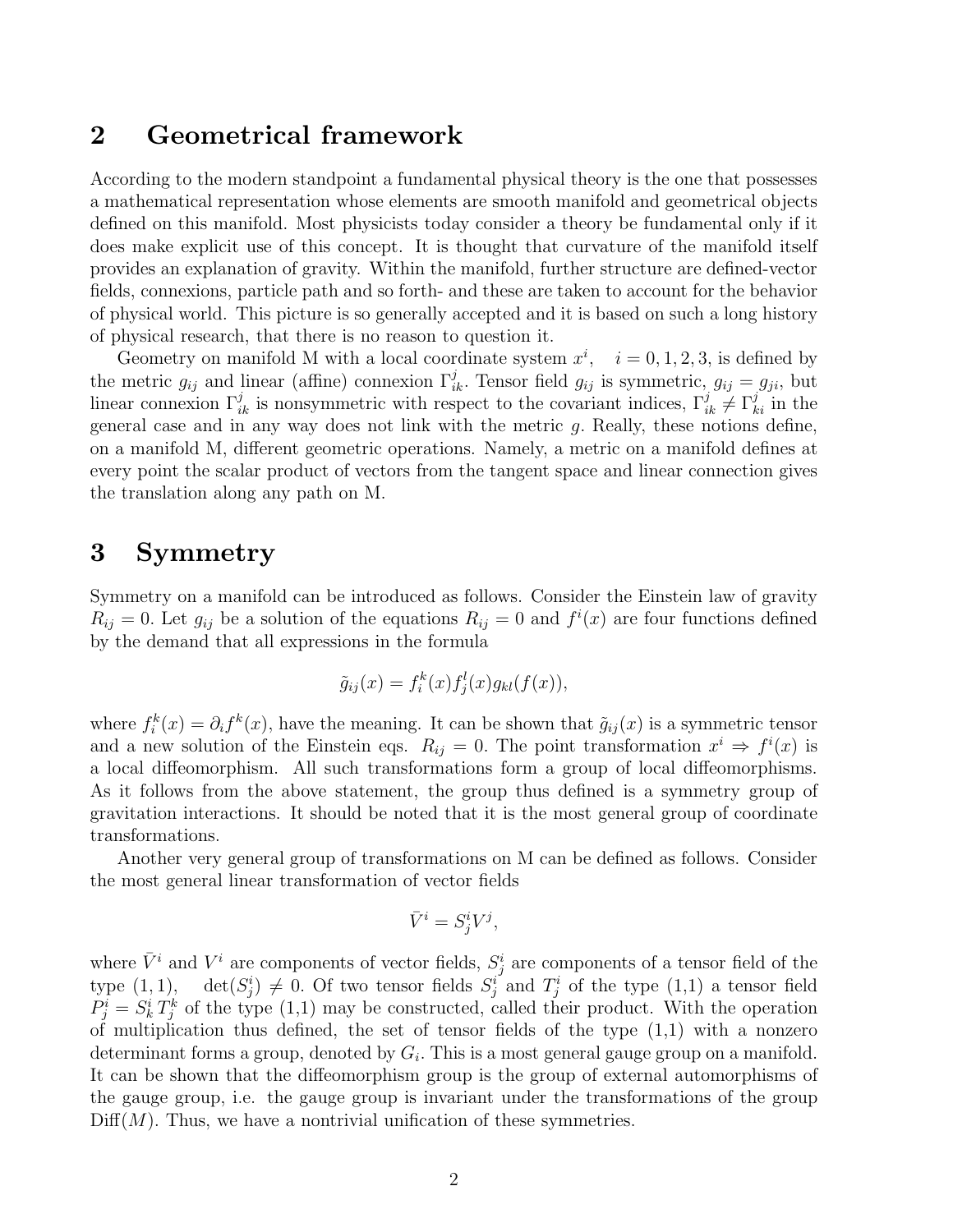## 2 Geometrical framework

According to the modern standpoint a fundamental physical theory is the one that possesses a mathematical representation whose elements are smooth manifold and geometrical objects defined on this manifold. Most physicists today consider a theory be fundamental only if it does make explicit use of this concept. It is thought that curvature of the manifold itself provides an explanation of gravity. Within the manifold, further structure are defined-vector fields, connexions, particle path and so forth- and these are taken to account for the behavior of physical world. This picture is so generally accepted and it is based on such a long history of physical research, that there is no reason to question it.

Geometry on manifold M with a local coordinate system $x^i$, $\quad i = 0, 1, 2, 3$, is defined by the metric $g_{ij}$ and linear (affine) connexion $\Gamma^j_{ik}$. Tensor field $g_{ij}$ is symmetric, $g_{ij} = g_{ji}$, but linear connexion $\Gamma^j_{ik}$ is nonsymmetric with respect to the covariant indices, $\Gamma^j_{ik} \neq \Gamma^j_{ki}$ in the general case and in any way does not link with the metric $g$. Really, these notions define, on a manifold M, different geometric operations. Namely, a metric on a manifold defines at every point the scalar product of vectors from the tangent space and linear connection gives the translation along any path on M.

## 3 Symmetry

Symmetry on a manifold can be introduced as follows. Consider the Einstein law of gravity $R_{ij} = 0$. Let $g_{ij}$ be a solution of the equations $R_{ij} = 0$ and $f^i(x)$ are four functions defined by the demand that all expressions in the formula

$$\tilde{g}_{ij}(x) = f^k_i(x) f^l_j(x) g_{kl}(f(x)),$$

where $f^k_i(x) = \partial_i f^k(x)$, have the meaning. It can be shown that $\tilde{g}_{ij}(x)$ is a symmetric tensor and a new solution of the Einstein eqs. $R_{ij} = 0$. The point transformation $x^i \Rightarrow f^i(x)$ is a local diffeomorphism. All such transformations form a group of local diffeomorphisms. As it follows from the above statement, the group thus defined is a symmetry group of gravitation interactions. It should be noted that it is the most general group of coordinate transformations.

Another very general group of transformations on M can be defined as follows. Consider the most general linear transformation of vector fields

$$\bar{V}^i = S^i_j V^j,$$

where $\bar{V}^i$ and $V^i$ are components of vector fields, $S^i_j$ are components of a tensor field of the type $(1, 1)$, $\quad \det(S^i_j) \neq 0$. Of two tensor fields $S^i_j$ and $T^i_j$ of the type (1,1) a tensor field $P^i_j = S^i_k T^k_j$ of the type (1,1) may be constructed, called their product. With the operation of multiplication thus defined, the set of tensor fields of the type (1,1) with a nonzero determinant forms a group, denoted by $G_i$. This is a most general gauge group on a manifold. It can be shown that the diffeomorphism group is the group of external automorphisms of the gauge group, i.e. the gauge group is invariant under the transformations of the group $\mathrm{Diff}(M)$. Thus, we have a nontrivial unification of these symmetries.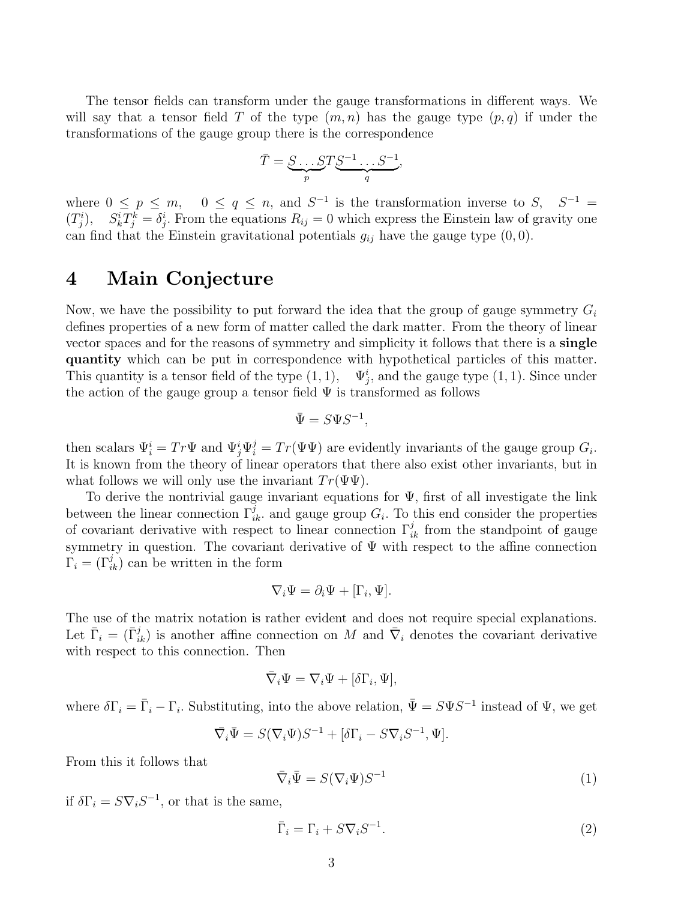The tensor fields can transform under the gauge transformations in different ways. We will say that a tensor field $T$ of the type $(m, n)$ has the gauge type $(p, q)$ if under the transformations of the gauge group there is the correspondence

$$\bar{T} = \underbrace{S \ldots S}_{p} T \underbrace{S^{-1} \ldots S^{-1}}_{q},$$

where $0 \leq p \leq m, \quad 0 \leq q \leq n$, and $S^{-1}$ is the transformation inverse to $S, \quad S^{-1} = (T^i_j), \quad S^i_k T^k_j = \delta^i_j$. From the equations $R_{ij} = 0$ which express the Einstein law of gravity one can find that the Einstein gravitational potentials $g_{ij}$ have the gauge type $(0, 0)$.

# 4 Main Conjecture

Now, we have the possibility to put forward the idea that the group of gauge symmetry $G_i$ defines properties of a new form of matter called the dark matter. From the theory of linear vector spaces and for the reasons of symmetry and simplicity it follows that there is a **single quantity** which can be put in correspondence with hypothetical particles of this matter. This quantity is a tensor field of the type $(1, 1), \quad \Psi^i_j$, and the gauge type $(1, 1)$. Since under the action of the gauge group a tensor field $\Psi$ is transformed as follows

$$\bar{\Psi} = S \Psi S^{-1},$$

then scalars $\Psi^i_i = Tr\Psi$ and $\Psi^i_j \Psi^j_i = Tr(\Psi\Psi)$ are evidently invariants of the gauge group $G_i$. It is known from the theory of linear operators that there also exist other invariants, but in what follows we will only use the invariant $Tr(\Psi\Psi)$.

To derive the nontrivial gauge invariant equations for $\Psi$, first of all investigate the link between the linear connection $\Gamma^j_{ik}$. and gauge group $G_i$. To this end consider the properties of covariant derivative with respect to linear connection $\Gamma^j_{ik}$ from the standpoint of gauge symmetry in question. The covariant derivative of $\Psi$ with respect to the affine connection $\Gamma_i = (\Gamma^j_{ik})$ can be written in the form

$$\nabla_i \Psi = \partial_i \Psi + [\Gamma_i, \Psi].$$

The use of the matrix notation is rather evident and does not require special explanations. Let $\bar{\Gamma}_i = (\bar{\Gamma}^j_{ik})$ is another affine connection on $M$ and $\bar{\nabla}_i$ denotes the covariant derivative with respect to this connection. Then

$$\bar{\nabla}_i \Psi = \nabla_i \Psi + [\delta\Gamma_i, \Psi],$$

where $\delta\Gamma_i = \bar{\Gamma}_i - \Gamma_i$. Substituting, into the above relation, $\bar{\Psi} = S\Psi S^{-1}$ instead of $\Psi$, we get

$$\bar{\nabla}_i \bar{\Psi} = S(\nabla_i \Psi)S^{-1} + [\delta\Gamma_i - S\nabla_i S^{-1}, \Psi].$$

From this it follows that

$$\bar{\nabla}_i \bar{\Psi} = S(\nabla_i \Psi)S^{-1} \tag{1}$$

if $\delta\Gamma_i = S\nabla_i S^{-1}$, or that is the same,

$$\bar{\Gamma}_i = \Gamma_i + S\nabla_i S^{-1}. \tag{2}$$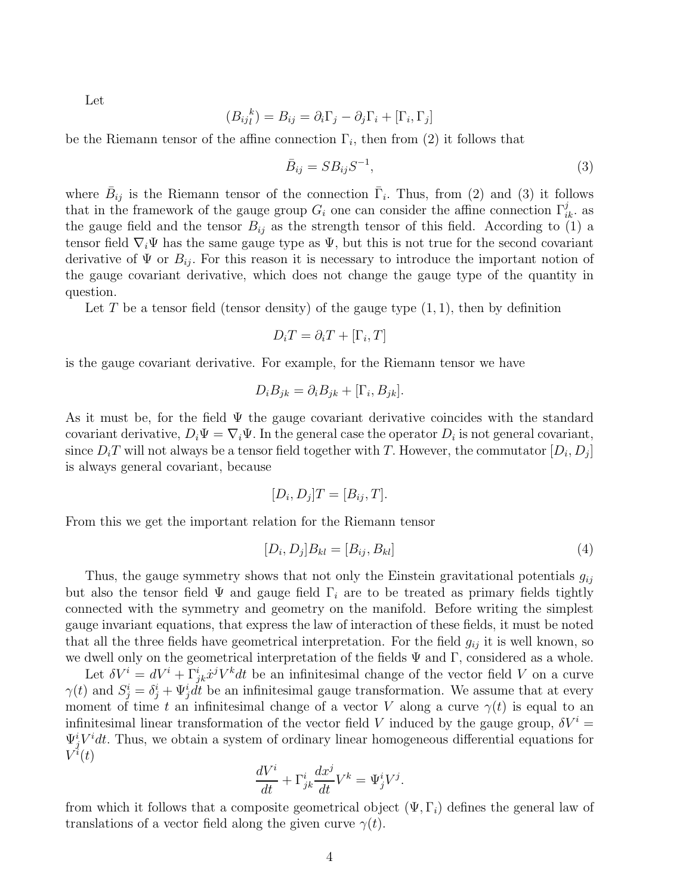Let

$$(B_{ij}{}_l^k) = B_{ij} = \partial_i \Gamma_j - \partial_j \Gamma_i + [\Gamma_i, \Gamma_j]$$

be the Riemann tensor of the affine connection $\Gamma_i$, then from (2) it follows that

$$\bar{B}_{ij} = S B_{ij} S^{-1}, \tag{3}$$

where $\bar{B}_{ij}$ is the Riemann tensor of the connection $\bar{\Gamma}_i$. Thus, from (2) and (3) it follows that in the framework of the gauge group $G_i$ one can consider the affine connection $\Gamma^j_{ik\cdot}$ as the gauge field and the tensor $B_{ij}$ as the strength tensor of this field. According to (1) a tensor field $\nabla_i \Psi$ has the same gauge type as $\Psi$, but this is not true for the second covariant derivative of $\Psi$ or $B_{ij}$. For this reason it is necessary to introduce the important notion of the gauge covariant derivative, which does not change the gauge type of the quantity in question.

Let $T$ be a tensor field (tensor density) of the gauge type $(1,1)$, then by definition

$$D_i T = \partial_i T + [\Gamma_i, T]$$

is the gauge covariant derivative. For example, for the Riemann tensor we have

$$D_i B_{jk} = \partial_i B_{jk} + [\Gamma_i, B_{jk}].$$

As it must be, for the field $\Psi$ the gauge covariant derivative coincides with the standard covariant derivative, $D_i \Psi = \nabla_i \Psi$. In the general case the operator $D_i$ is not general covariant, since $D_i T$ will not always be a tensor field together with $T$. However, the commutator $[D_i, D_j]$ is always general covariant, because

$$[D_i, D_j] T = [B_{ij}, T].$$

From this we get the important relation for the Riemann tensor

$$[D_i, D_j] B_{kl} = [B_{ij}, B_{kl}] \tag{4}$$

Thus, the gauge symmetry shows that not only the Einstein gravitational potentials $g_{ij}$ but also the tensor field $\Psi$ and gauge field $\Gamma_i$ are to be treated as primary fields tightly connected with the symmetry and geometry on the manifold. Before writing the simplest gauge invariant equations, that express the law of interaction of these fields, it must be noted that all the three fields have geometrical interpretation. For the field $g_{ij}$ it is well known, so we dwell only on the geometrical interpretation of the fields $\Psi$ and $\Gamma$, considered as a whole.

Let $\delta V^i = dV^i + \Gamma^i_{jk} \dot{x}^j V^k dt$ be an infinitesimal change of the vector field $V$ on a curve $\gamma(t)$ and $S^i_j = \delta^i_j + \Psi^i_j dt$ be an infinitesimal gauge transformation. We assume that at every moment of time $t$ an infinitesimal change of a vector $V$ along a curve $\gamma(t)$ is equal to an infinitesimal linear transformation of the vector field $V$ induced by the gauge group, $\delta V^i = \Psi^i_j V^i dt$. Thus, we obtain a system of ordinary linear homogeneous differential equations for $V^i(t)$

$$\frac{dV^i}{dt} + \Gamma^i_{jk} \frac{dx^j}{dt} V^k = \Psi^i_j V^j.$$

from which it follows that a composite geometrical object $(\Psi, \Gamma_i)$ defines the general law of translations of a vector field along the given curve $\gamma(t)$.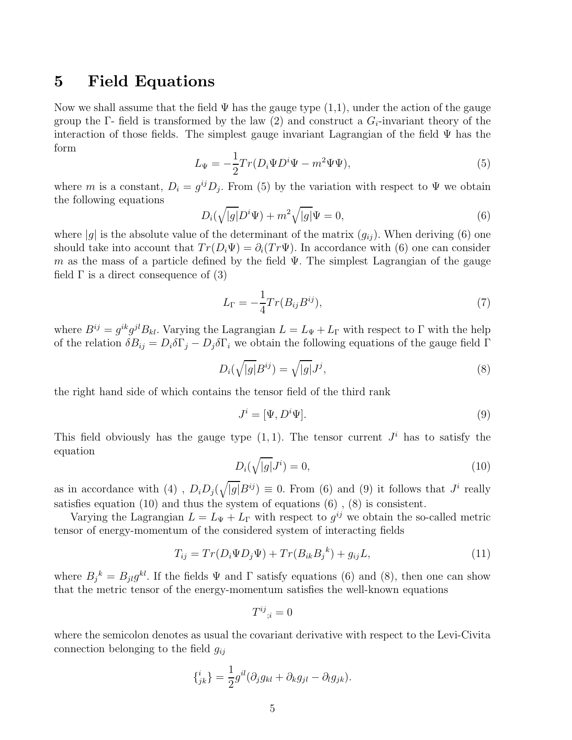# 5 Field Equations

Now we shall assume that the field $\Psi$ has the gauge type (1,1), under the action of the gauge group the $\Gamma$- field is transformed by the law (2) and construct a $G_i$-invariant theory of the interaction of those fields. The simplest gauge invariant Lagrangian of the field $\Psi$ has the form

$$L_\Psi = -\frac{1}{2} Tr(D_i \Psi D^i \Psi - m^2 \Psi \Psi), \tag{5}$$

where $m$ is a constant, $D_i = g^{ij} D_j$. From (5) by the variation with respect to $\Psi$ we obtain the following equations

$$D_i(\sqrt{|g|} D^i \Psi) + m^2 \sqrt{|g|} \Psi = 0, \tag{6}$$

where $|g|$ is the absolute value of the determinant of the matrix $(g_{ij})$. When deriving (6) one should take into account that $Tr(D_i \Psi) = \partial_i (Tr \Psi)$. In accordance with (6) one can consider $m$ as the mass of a particle defined by the field $\Psi$. The simplest Lagrangian of the gauge field $\Gamma$ is a direct consequence of (3)

$$L_\Gamma = -\frac{1}{4} Tr(B_{ij} B^{ij}), \tag{7}$$

where $B^{ij} = g^{ik} g^{jl} B_{kl}$. Varying the Lagrangian $L = L_\Psi + L_\Gamma$ with respect to $\Gamma$ with the help of the relation $\delta B_{ij} = D_i \delta \Gamma_j - D_j \delta \Gamma_i$ we obtain the following equations of the gauge field $\Gamma$

$$D_i(\sqrt{|g|} B^{ij}) = \sqrt{|g|} J^j, \tag{8}$$

the right hand side of which contains the tensor field of the third rank

$$J^i = [\Psi, D^i \Psi]. \tag{9}$$

This field obviously has the gauge type $(1,1)$. The tensor current $J^i$ has to satisfy the equation

$$D_i(\sqrt{|g|} J^i) = 0, \tag{10}$$

as in accordance with (4) , $D_i D_j(\sqrt{|g|} B^{ij}) \equiv 0$. From (6) and (9) it follows that $J^i$ really satisfies equation (10) and thus the system of equations (6) , (8) is consistent.

Varying the Lagrangian $L = L_\Psi + L_\Gamma$ with respect to $g^{ij}$ we obtain the so-called metric tensor of energy-momentum of the considered system of interacting fields

$$T_{ij} = Tr(D_i \Psi D_j \Psi) + Tr(B_{ik} B_j{}^k) + g_{ij} L, \tag{11}$$

where $B_j{}^k = B_{jl} g^{kl}$. If the fields $\Psi$ and $\Gamma$ satisfy equations (6) and (8), then one can show that the metric tensor of the energy-momentum satisfies the well-known equations

$$T^{ij}{}_{;i} = 0$$

where the semicolon denotes as usual the covariant derivative with respect to the Levi-Civita connection belonging to the field $g_{ij}$

$$\{{}^{i}_{jk}\} = \frac{1}{2} g^{il} (\partial_j g_{kl} + \partial_k g_{jl} - \partial_l g_{jk}).$$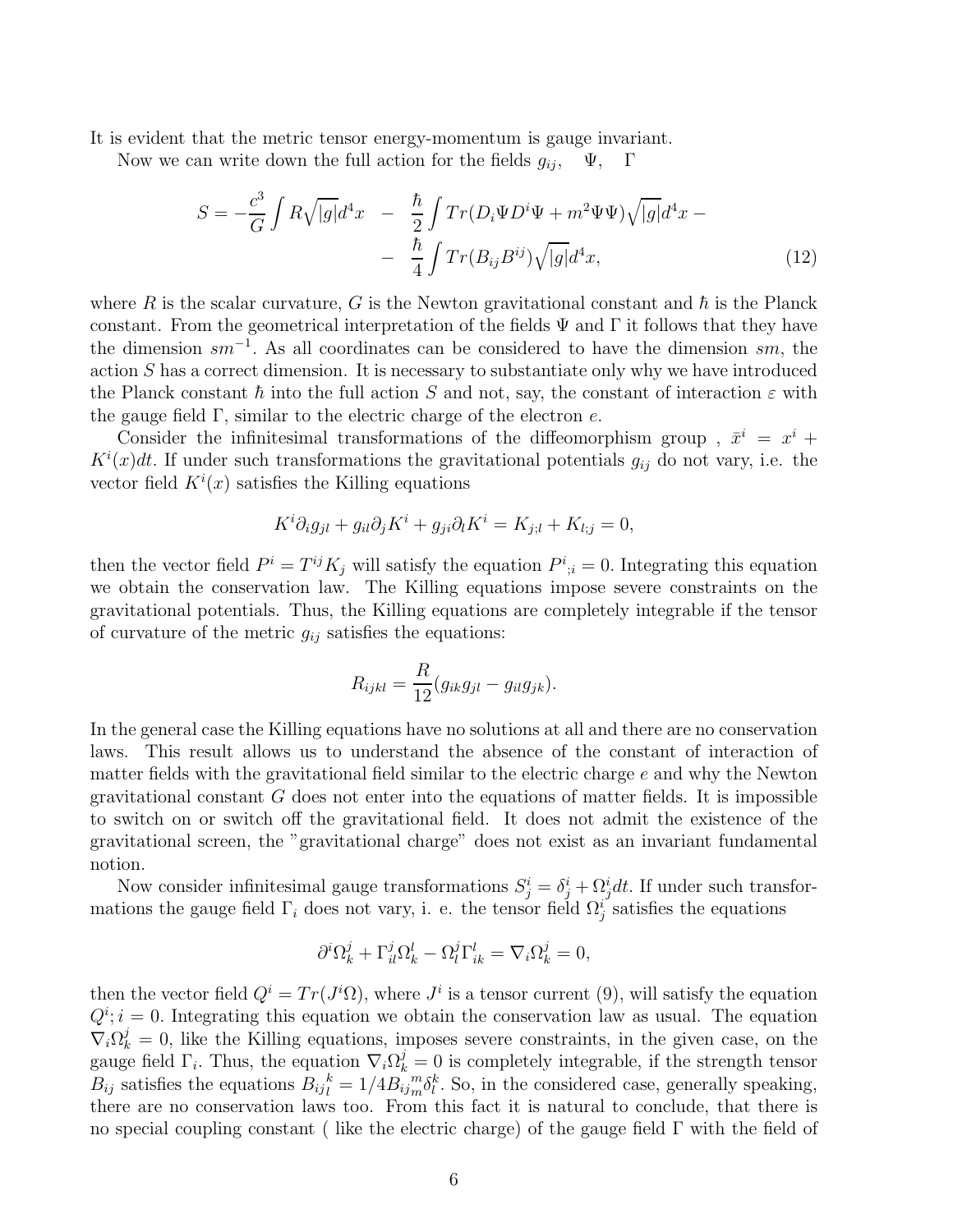It is evident that the metric tensor energy-momentum is gauge invariant.

Now we can write down the full action for the fields $g_{ij}, \quad \Psi, \quad \Gamma$

$$S = -\frac{c^3}{G}\int R\sqrt{|g|}d^4x \quad - \quad \frac{\hbar}{2}\int Tr(D_i\Psi D^i\Psi + m^2\Psi\Psi)\sqrt{|g|}d^4x - \\ - \quad \frac{\hbar}{4}\int Tr(B_{ij}B^{ij})\sqrt{|g|}d^4x, \tag{12}$$

where $R$ is the scalar curvature, $G$ is the Newton gravitational constant and $\hbar$ is the Planck constant. From the geometrical interpretation of the fields $\Psi$ and $\Gamma$ it follows that they have the dimension $sm^{-1}$. As all coordinates can be considered to have the dimension $sm$, the action $S$ has a correct dimension. It is necessary to substantiate only why we have introduced the Planck constant $\hbar$ into the full action $S$ and not, say, the constant of interaction $\varepsilon$ with the gauge field $\Gamma$, similar to the electric charge of the electron $e$.

Consider the infinitesimal transformations of the diffeomorphism group , $\bar{x}^i = x^i + K^i(x)dt$. If under such transformations the gravitational potentials $g_{ij}$ do not vary, i.e. the vector field $K^i(x)$ satisfies the Killing equations

$$K^i\partial_i g_{jl} + g_{il}\partial_j K^i + g_{ji}\partial_l K^i = K_{j;l} + K_{l;j} = 0,$$

then the vector field $P^i = T^{ij}K_j$ will satisfy the equation $P^i{}_{;i} = 0$. Integrating this equation we obtain the conservation law. The Killing equations impose severe constraints on the gravitational potentials. Thus, the Killing equations are completely integrable if the tensor of curvature of the metric $g_{ij}$ satisfies the equations:

$$R_{ijkl} = \frac{R}{12}(g_{ik}g_{jl} - g_{il}g_{jk}).$$

In the general case the Killing equations have no solutions at all and there are no conservation laws. This result allows us to understand the absence of the constant of interaction of matter fields with the gravitational field similar to the electric charge $e$ and why the Newton gravitational constant $G$ does not enter into the equations of matter fields. It is impossible to switch on or switch off the gravitational field. It does not admit the existence of the gravitational screen, the "gravitational charge" does not exist as an invariant fundamental notion.

Now consider infinitesimal gauge transformations $S^i_j = \delta^i_j + \Omega^i_j dt$. If under such transformations the gauge field $\Gamma_i$ does not vary, i. e. the tensor field $\Omega^i_j$ satisfies the equations

$$\partial^i\Omega^j_k + \Gamma^j_{il}\Omega^l_k - \Omega^j_l\Gamma^l_{ik} = \nabla_i\Omega^j_k = 0,$$

then the vector field $Q^i = Tr(J^i\Omega)$, where $J^i$ is a tensor current (9), will satisfy the equation $Q^i;i = 0$. Integrating this equation we obtain the conservation law as usual. The equation $\nabla_i\Omega^j_k = 0$, like the Killing equations, imposes severe constraints, in the given case, on the gauge field $\Gamma_i$. Thus, the equation $\nabla_i\Omega^j_k = 0$ is completely integrable, if the strength tensor $B_{ij}$ satisfies the equations $B_{ij}{}_l^k = 1/4B_{ij}{}_m^m\delta^k_l$. So, in the considered case, generally speaking, there are no conservation laws too. From this fact it is natural to conclude, that there is no special coupling constant ( like the electric charge) of the gauge field $\Gamma$ with the field of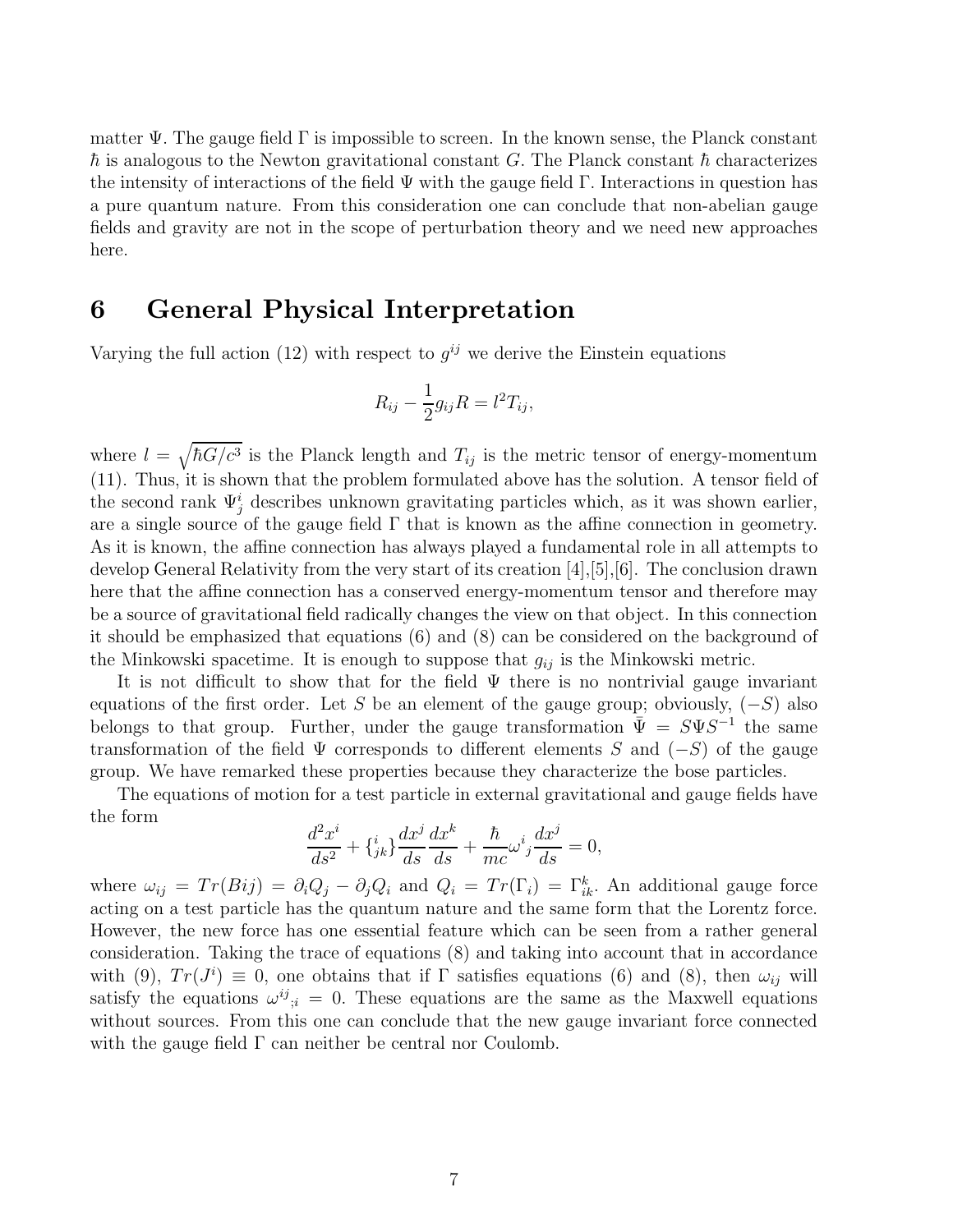matter $\Psi$. The gauge field $\Gamma$ is impossible to screen. In the known sense, the Planck constant $\hbar$ is analogous to the Newton gravitational constant $G$. The Planck constant $\hbar$ characterizes the intensity of interactions of the field $\Psi$ with the gauge field $\Gamma$. Interactions in question has a pure quantum nature. From this consideration one can conclude that non-abelian gauge fields and gravity are not in the scope of perturbation theory and we need new approaches here.

# 6 General Physical Interpretation

Varying the full action (12) with respect to $g^{ij}$ we derive the Einstein equations

$$R_{ij} - \frac{1}{2} g_{ij} R = l^2 T_{ij},$$

where $l = \sqrt{\hbar G / c^3}$ is the Planck length and $T_{ij}$ is the metric tensor of energy-momentum (11). Thus, it is shown that the problem formulated above has the solution. A tensor field of the second rank $\Psi^i_j$ describes unknown gravitating particles which, as it was shown earlier, are a single source of the gauge field $\Gamma$ that is known as the affine connection in geometry. As it is known, the affine connection has always played a fundamental role in all attempts to develop General Relativity from the very start of its creation [4],[5],[6]. The conclusion drawn here that the affine connection has a conserved energy-momentum tensor and therefore may be a source of gravitational field radically changes the view on that object. In this connection it should be emphasized that equations (6) and (8) can be considered on the background of the Minkowski spacetime. It is enough to suppose that $g_{ij}$ is the Minkowski metric.

It is not difficult to show that for the field $\Psi$ there is no nontrivial gauge invariant equations of the first order. Let $S$ be an element of the gauge group; obviously, $(-S)$ also belongs to that group. Further, under the gauge transformation $\bar{\Psi} = S \Psi S^{-1}$ the same transformation of the field $\Psi$ corresponds to different elements $S$ and $(-S)$ of the gauge group. We have remarked these properties because they characterize the bose particles.

The equations of motion for a test particle in external gravitational and gauge fields have the form

$$\frac{d^2 x^i}{ds^2} + \{^{\,i}_{jk}\} \frac{dx^j}{ds} \frac{dx^k}{ds} + \frac{\hbar}{mc} \omega^i{}_j \frac{dx^j}{ds} = 0,$$

where $\omega_{ij} = Tr(Bij) = \partial_i Q_j - \partial_j Q_i$ and $Q_i = Tr(\Gamma_i) = \Gamma^k_{ik}$. An additional gauge force acting on a test particle has the quantum nature and the same form that the Lorentz force. However, the new force has one essential feature which can be seen from a rather general consideration. Taking the trace of equations (8) and taking into account that in accordance with (9), $Tr(J^i) \equiv 0$, one obtains that if $\Gamma$ satisfies equations (6) and (8), then $\omega_{ij}$ will satisfy the equations $\omega^{ij}{}_{;i} = 0$. These equations are the same as the Maxwell equations without sources. From this one can conclude that the new gauge invariant force connected with the gauge field $\Gamma$ can neither be central nor Coulomb.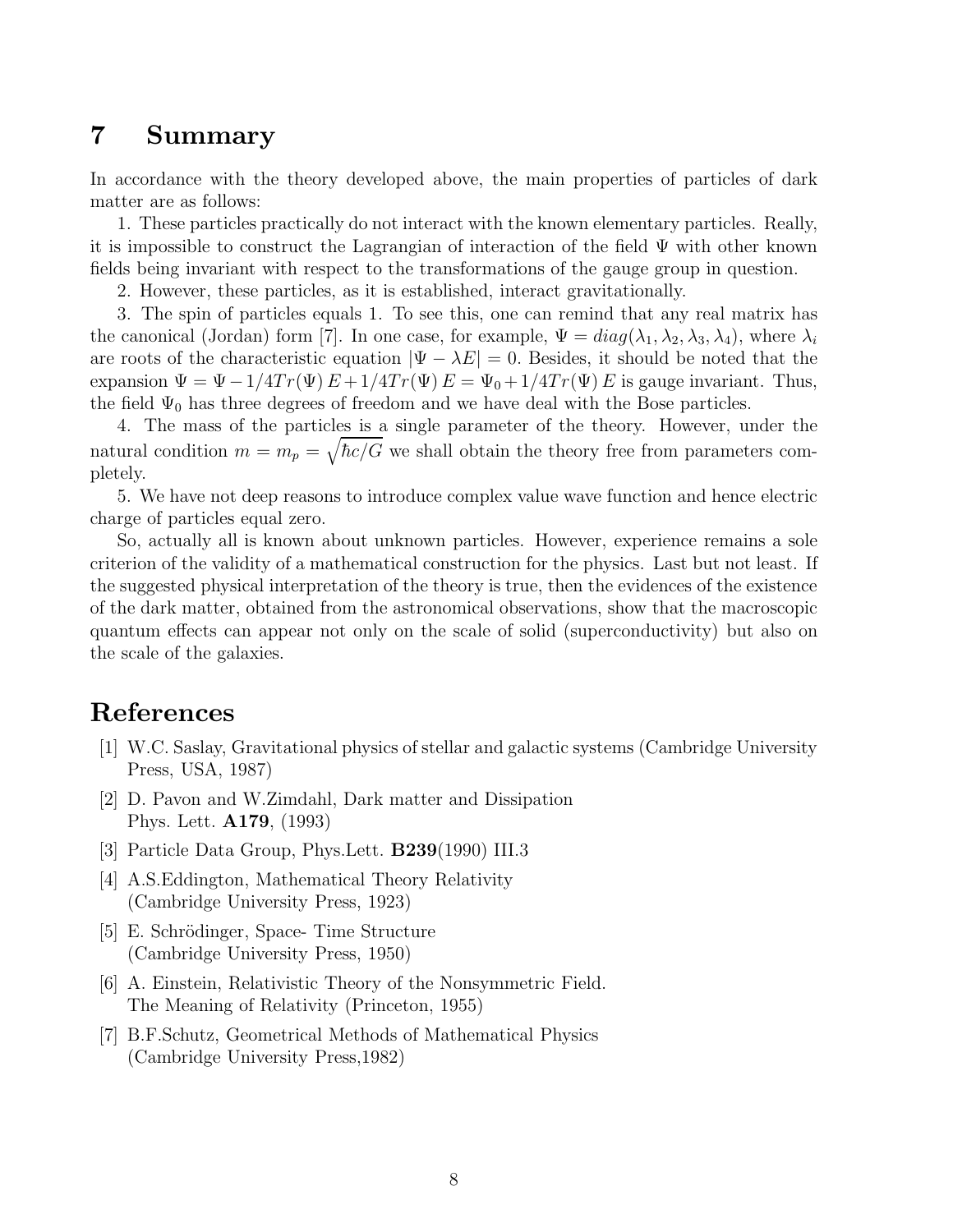# 7 Summary

In accordance with the theory developed above, the main properties of particles of dark matter are as follows:

1. These particles practically do not interact with the known elementary particles. Really, it is impossible to construct the Lagrangian of interaction of the field $\Psi$ with other known fields being invariant with respect to the transformations of the gauge group in question.

2. However, these particles, as it is established, interact gravitationally.

3. The spin of particles equals 1. To see this, one can remind that any real matrix has the canonical (Jordan) form [7]. In one case, for example, $\Psi = diag(\lambda_1, \lambda_2, \lambda_3, \lambda_4)$, where $\lambda_i$ are roots of the characteristic equation $|\Psi - \lambda E| = 0$. Besides, it should be noted that the expansion $\Psi = \Psi - 1/4Tr(\Psi)\,E + 1/4Tr(\Psi)\,E = \Psi_0 + 1/4Tr(\Psi)\,E$ is gauge invariant. Thus, the field $\Psi_0$ has three degrees of freedom and we have deal with the Bose particles.

4. The mass of the particles is a single parameter of the theory. However, under the natural condition $m = m_p = \sqrt{\hbar c/G}$ we shall obtain the theory free from parameters completely.

5. We have not deep reasons to introduce complex value wave function and hence electric charge of particles equal zero.

So, actually all is known about unknown particles. However, experience remains a sole criterion of the validity of a mathematical construction for the physics. Last but not least. If the suggested physical interpretation of the theory is true, then the evidences of the existence of the dark matter, obtained from the astronomical observations, show that the macroscopic quantum effects can appear not only on the scale of solid (superconductivity) but also on the scale of the galaxies.

# References

[1] W.C. Saslay, Gravitational physics of stellar and galactic systems (Cambridge University Press, USA, 1987)

[2] D. Pavon and W.Zimdahl, Dark matter and Dissipation Phys. Lett. **A179**, (1993)

[3] Particle Data Group, Phys.Lett. **B239**(1990) III.3

[4] A.S.Eddington, Mathematical Theory Relativity (Cambridge University Press, 1923)

[5] E. Schrödinger, Space- Time Structure (Cambridge University Press, 1950)

[6] A. Einstein, Relativistic Theory of the Nonsymmetric Field. The Meaning of Relativity (Princeton, 1955)

[7] B.F.Schutz, Geometrical Methods of Mathematical Physics (Cambridge University Press,1982)